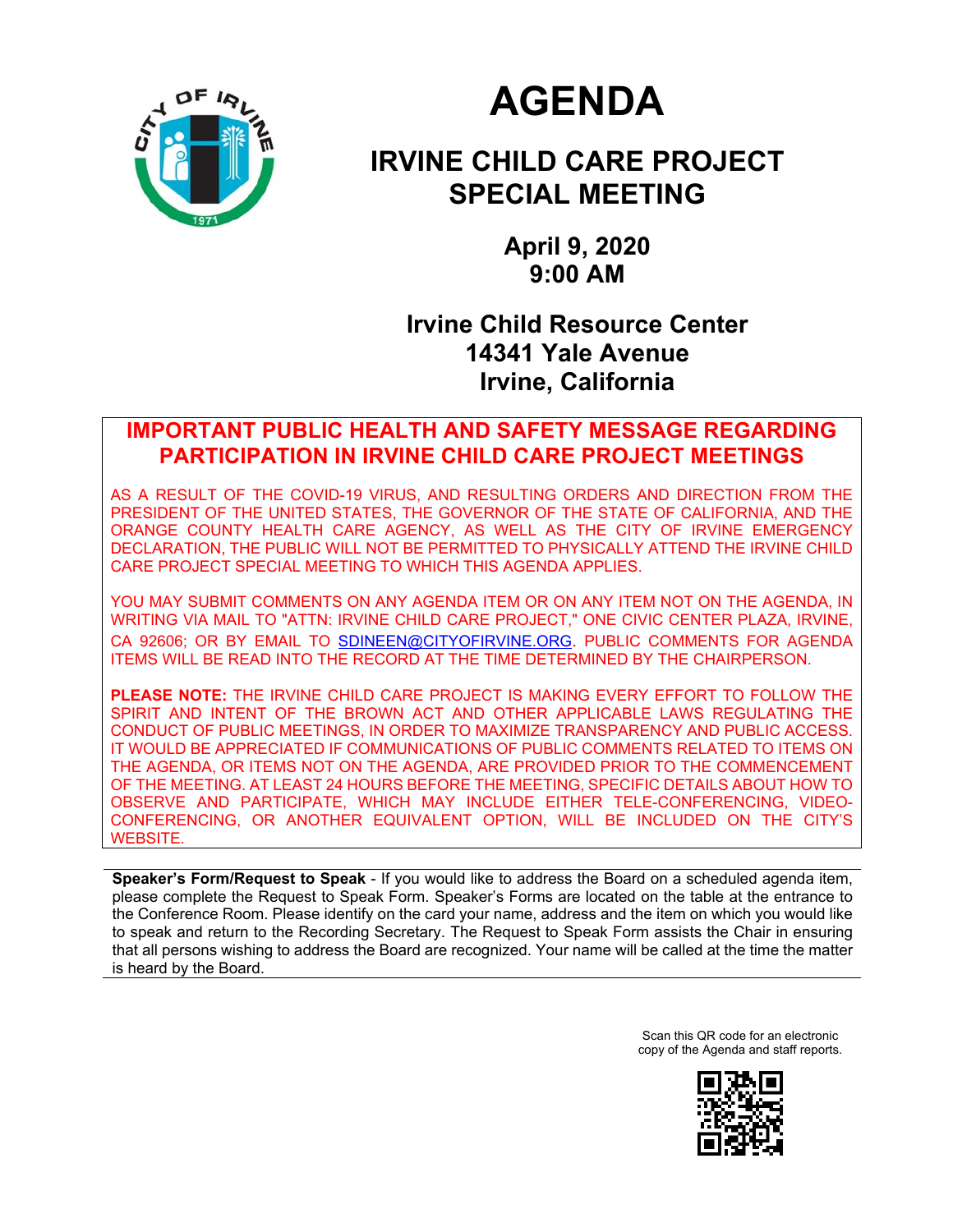# AGENDA

## IRVINE CHILD CARE PROJECT SPECIAL MEETING

**April 9, 2020**
**9:00 AM**

**Irvine Child Resource Center**
**14341 Yale Avenue**
**Irvine, California**

## IMPORTANT PUBLIC HEALTH AND SAFETY MESSAGE REGARDING PARTICIPATION IN IRVINE CHILD CARE PROJECT MEETINGS

AS A RESULT OF THE COVID-19 VIRUS, AND RESULTING ORDERS AND DIRECTION FROM THE PRESIDENT OF THE UNITED STATES, THE GOVERNOR OF THE STATE OF CALIFORNIA, AND THE ORANGE COUNTY HEALTH CARE AGENCY, AS WELL AS THE CITY OF IRVINE EMERGENCY DECLARATION, THE PUBLIC WILL NOT BE PERMITTED TO PHYSICALLY ATTEND THE IRVINE CHILD CARE PROJECT SPECIAL MEETING TO WHICH THIS AGENDA APPLIES.

YOU MAY SUBMIT COMMENTS ON ANY AGENDA ITEM OR ON ANY ITEM NOT ON THE AGENDA, IN WRITING VIA MAIL TO "ATTN: IRVINE CHILD CARE PROJECT," ONE CIVIC CENTER PLAZA, IRVINE, CA 92606; OR BY EMAIL TO SDINEEN@CITYOFIRVINE.ORG. PUBLIC COMMENTS FOR AGENDA ITEMS WILL BE READ INTO THE RECORD AT THE TIME DETERMINED BY THE CHAIRPERSON.

**PLEASE NOTE:** THE IRVINE CHILD CARE PROJECT IS MAKING EVERY EFFORT TO FOLLOW THE SPIRIT AND INTENT OF THE BROWN ACT AND OTHER APPLICABLE LAWS REGULATING THE CONDUCT OF PUBLIC MEETINGS, IN ORDER TO MAXIMIZE TRANSPARENCY AND PUBLIC ACCESS. IT WOULD BE APPRECIATED IF COMMUNICATIONS OF PUBLIC COMMENTS RELATED TO ITEMS ON THE AGENDA, OR ITEMS NOT ON THE AGENDA, ARE PROVIDED PRIOR TO THE COMMENCEMENT OF THE MEETING. AT LEAST 24 HOURS BEFORE THE MEETING, SPECIFIC DETAILS ABOUT HOW TO OBSERVE AND PARTICIPATE, WHICH MAY INCLUDE EITHER TELE-CONFERENCING, VIDEO-CONFERENCING, OR ANOTHER EQUIVALENT OPTION, WILL BE INCLUDED ON THE CITY'S WEBSITE.

**Speaker's Form/Request to Speak** - If you would like to address the Board on a scheduled agenda item, please complete the Request to Speak Form. Speaker's Forms are located on the table at the entrance to the Conference Room. Please identify on the card your name, address and the item on which you would like to speak and return to the Recording Secretary. The Request to Speak Form assists the Chair in ensuring that all persons wishing to address the Board are recognized. Your name will be called at the time the matter is heard by the Board.

Scan this QR code for an electronic copy of the Agenda and staff reports.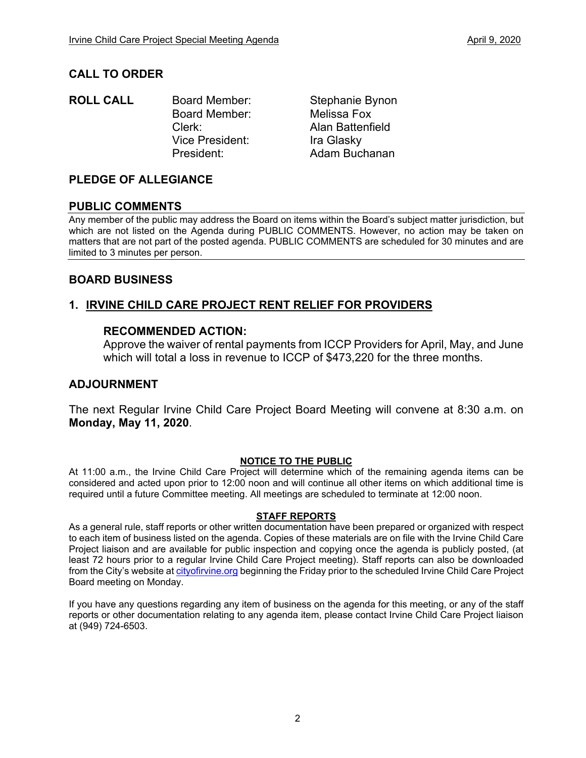## CALL TO ORDER

**ROLL CALL**

| | |
|---|---|
| Board Member: | Stephanie Bynon |
| Board Member: | Melissa Fox |
| Clerk: | Alan Battenfield |
| Vice President: | Ira Glasky |
| President: | Adam Buchanan |

## PLEDGE OF ALLEGIANCE

## PUBLIC COMMENTS

Any member of the public may address the Board on items within the Board's subject matter jurisdiction, but which are not listed on the Agenda during PUBLIC COMMENTS. However, no action may be taken on matters that are not part of the posted agenda. PUBLIC COMMENTS are scheduled for 30 minutes and are limited to 3 minutes per person.

## BOARD BUSINESS

### 1. IRVINE CHILD CARE PROJECT RENT RELIEF FOR PROVIDERS

#### RECOMMENDED ACTION:

Approve the waiver of rental payments from ICCP Providers for April, May, and June which will total a loss in revenue to ICCP of $473,220 for the three months.

## ADJOURNMENT

The next Regular Irvine Child Care Project Board Meeting will convene at 8:30 a.m. on **Monday, May 11, 2020**.

**NOTICE TO THE PUBLIC**

At 11:00 a.m., the Irvine Child Care Project will determine which of the remaining agenda items can be considered and acted upon prior to 12:00 noon and will continue all other items on which additional time is required until a future Committee meeting. All meetings are scheduled to terminate at 12:00 noon.

**STAFF REPORTS**

As a general rule, staff reports or other written documentation have been prepared or organized with respect to each item of business listed on the agenda. Copies of these materials are on file with the Irvine Child Care Project liaison and are available for public inspection and copying once the agenda is publicly posted, (at least 72 hours prior to a regular Irvine Child Care Project meeting). Staff reports can also be downloaded from the City's website at cityofirvine.org beginning the Friday prior to the scheduled Irvine Child Care Project Board meeting on Monday.

If you have any questions regarding any item of business on the agenda for this meeting, or any of the staff reports or other documentation relating to any agenda item, please contact Irvine Child Care Project liaison at (949) 724-6503.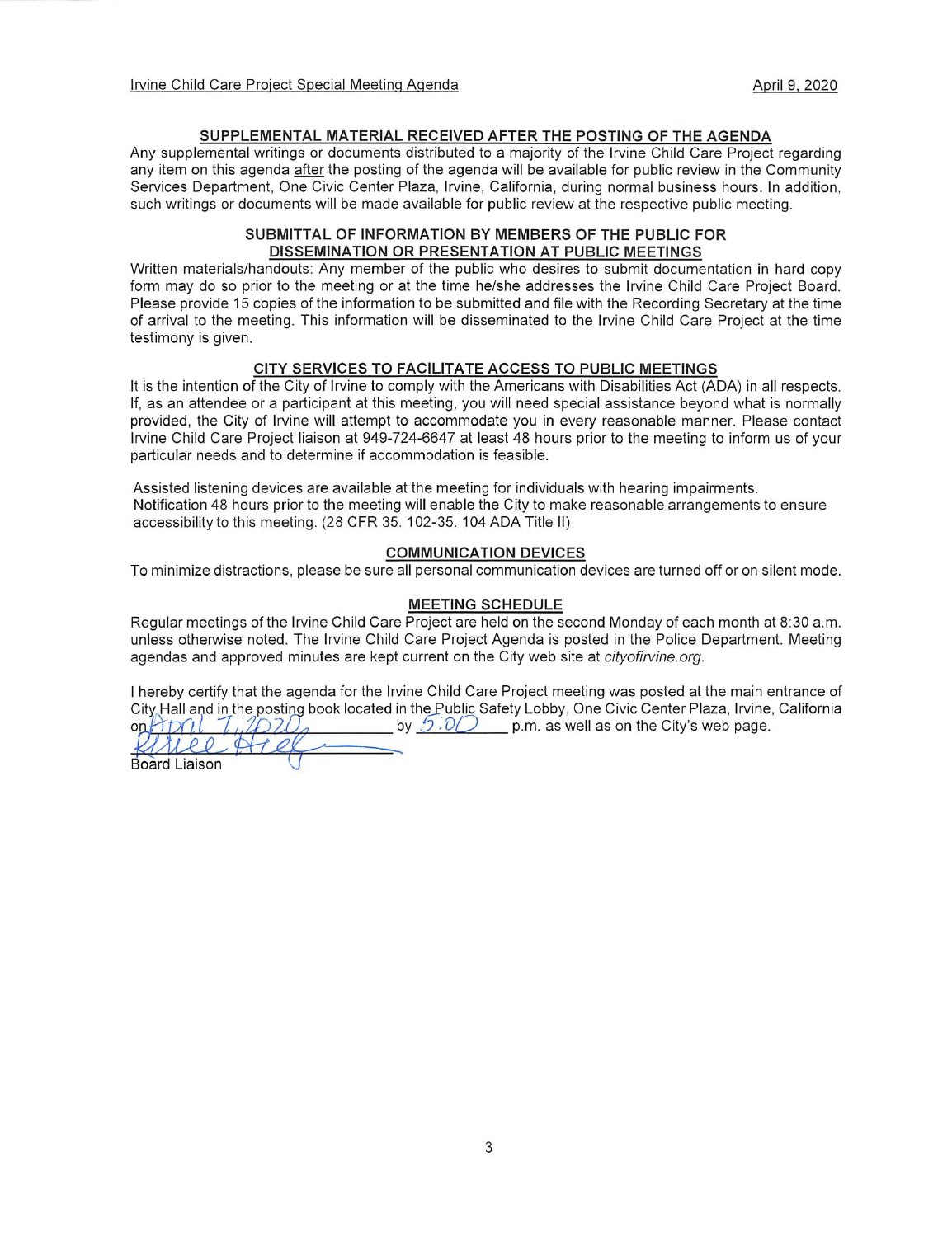## SUPPLEMENTAL MATERIAL RECEIVED AFTER THE POSTING OF THE AGENDA

Any supplemental writings or documents distributed to a majority of the Irvine Child Care Project regarding any item on this agenda after the posting of the agenda will be available for public review in the Community Services Department, One Civic Center Plaza, Irvine, California, during normal business hours. In addition, such writings or documents will be made available for public review at the respective public meeting.

## SUBMITTAL OF INFORMATION BY MEMBERS OF THE PUBLIC FOR DISSEMINATION OR PRESENTATION AT PUBLIC MEETINGS

Written materials/handouts: Any member of the public who desires to submit documentation in hard copy form may do so prior to the meeting or at the time he/she addresses the Irvine Child Care Project Board. Please provide 15 copies of the information to be submitted and file with the Recording Secretary at the time of arrival to the meeting. This information will be disseminated to the Irvine Child Care Project at the time testimony is given.

## CITY SERVICES TO FACILITATE ACCESS TO PUBLIC MEETINGS

It is the intention of the City of Irvine to comply with the Americans with Disabilities Act (ADA) in all respects. If, as an attendee or a participant at this meeting, you will need special assistance beyond what is normally provided, the City of Irvine will attempt to accommodate you in every reasonable manner. Please contact Irvine Child Care Project liaison at 949-724-6647 at least 48 hours prior to the meeting to inform us of your particular needs and to determine if accommodation is feasible.

Assisted listening devices are available at the meeting for individuals with hearing impairments. Notification 48 hours prior to the meeting will enable the City to make reasonable arrangements to ensure accessibility to this meeting. (28 CFR 35. 102-35. 104 ADA Title II)

## COMMUNICATION DEVICES

To minimize distractions, please be sure all personal communication devices are turned off or on silent mode.

## MEETING SCHEDULE

Regular meetings of the Irvine Child Care Project are held on the second Monday of each month at 8:30 a.m. unless otherwise noted. The Irvine Child Care Project Agenda is posted in the Police Department. Meeting agendas and approved minutes are kept current on the City web site at *cityofirvine.org*.

I hereby certify that the agenda for the Irvine Child Care Project meeting was posted at the main entrance of City Hall and in the posting book located in the Public Safety Lobby, One Civic Center Plaza, Irvine, California on April 7, 2020 by 5:00 p.m. as well as on the City's web page.

Board Liaison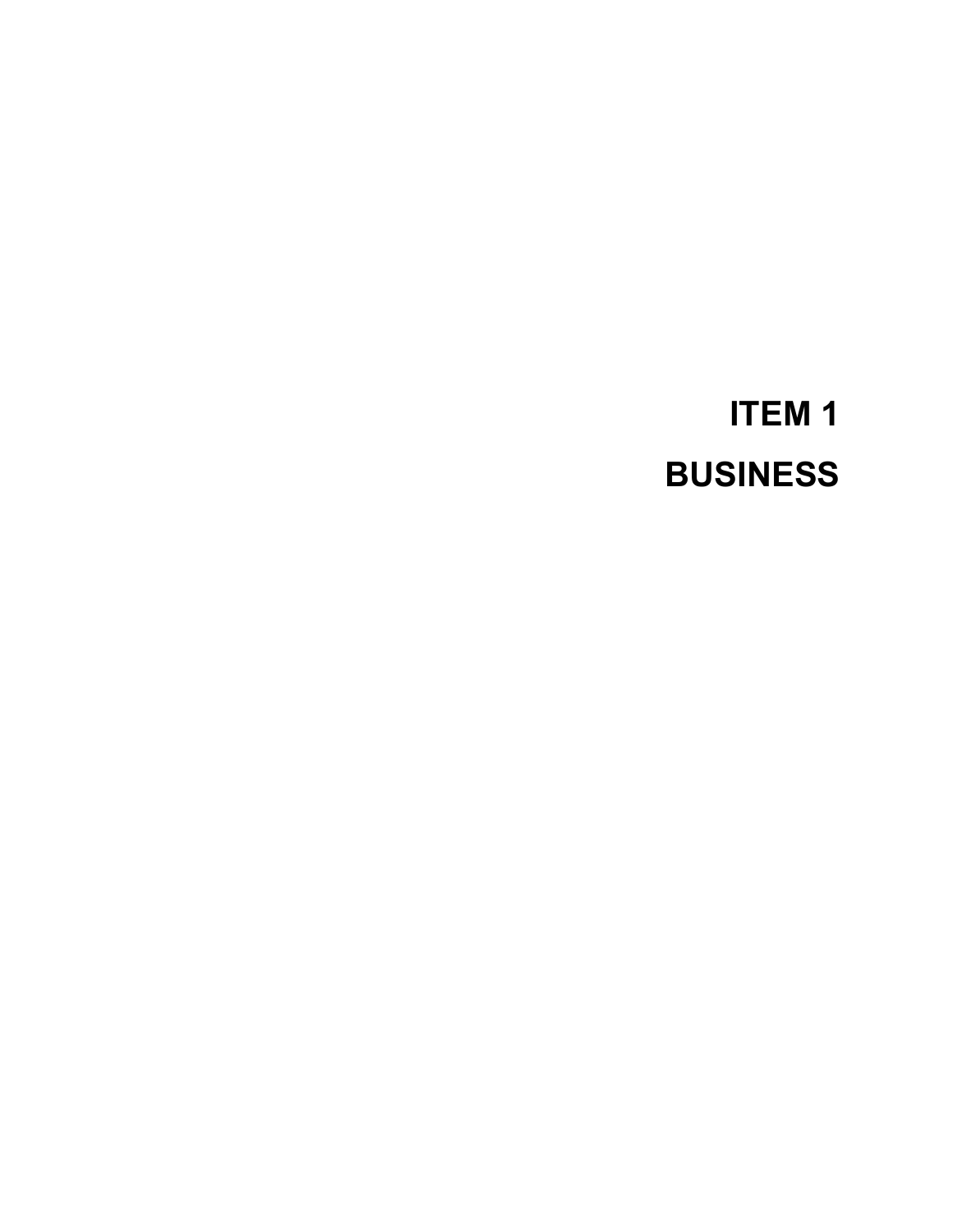# ITEM 1

# BUSINESS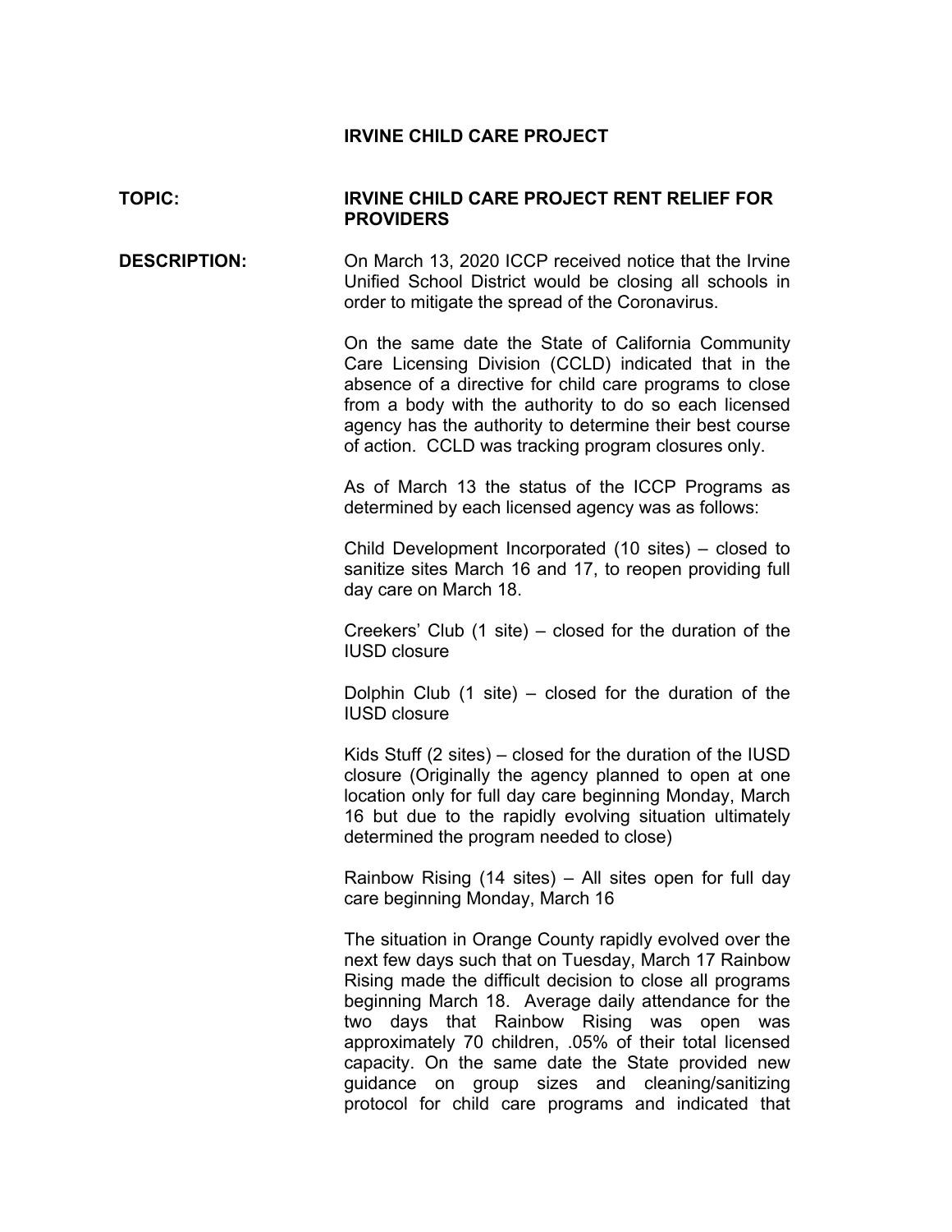**IRVINE CHILD CARE PROJECT**

**TOPIC:** **IRVINE CHILD CARE PROJECT RENT RELIEF FOR PROVIDERS**

**DESCRIPTION:** On March 13, 2020 ICCP received notice that the Irvine Unified School District would be closing all schools in order to mitigate the spread of the Coronavirus.

On the same date the State of California Community Care Licensing Division (CCLD) indicated that in the absence of a directive for child care programs to close from a body with the authority to do so each licensed agency has the authority to determine their best course of action. CCLD was tracking program closures only.

As of March 13 the status of the ICCP Programs as determined by each licensed agency was as follows:

Child Development Incorporated (10 sites) – closed to sanitize sites March 16 and 17, to reopen providing full day care on March 18.

Creekers' Club (1 site) – closed for the duration of the IUSD closure

Dolphin Club (1 site) – closed for the duration of the IUSD closure

Kids Stuff (2 sites) – closed for the duration of the IUSD closure (Originally the agency planned to open at one location only for full day care beginning Monday, March 16 but due to the rapidly evolving situation ultimately determined the program needed to close)

Rainbow Rising (14 sites) – All sites open for full day care beginning Monday, March 16

The situation in Orange County rapidly evolved over the next few days such that on Tuesday, March 17 Rainbow Rising made the difficult decision to close all programs beginning March 18. Average daily attendance for the two days that Rainbow Rising was open was approximately 70 children, .05% of their total licensed capacity. On the same date the State provided new guidance on group sizes and cleaning/sanitizing protocol for child care programs and indicated that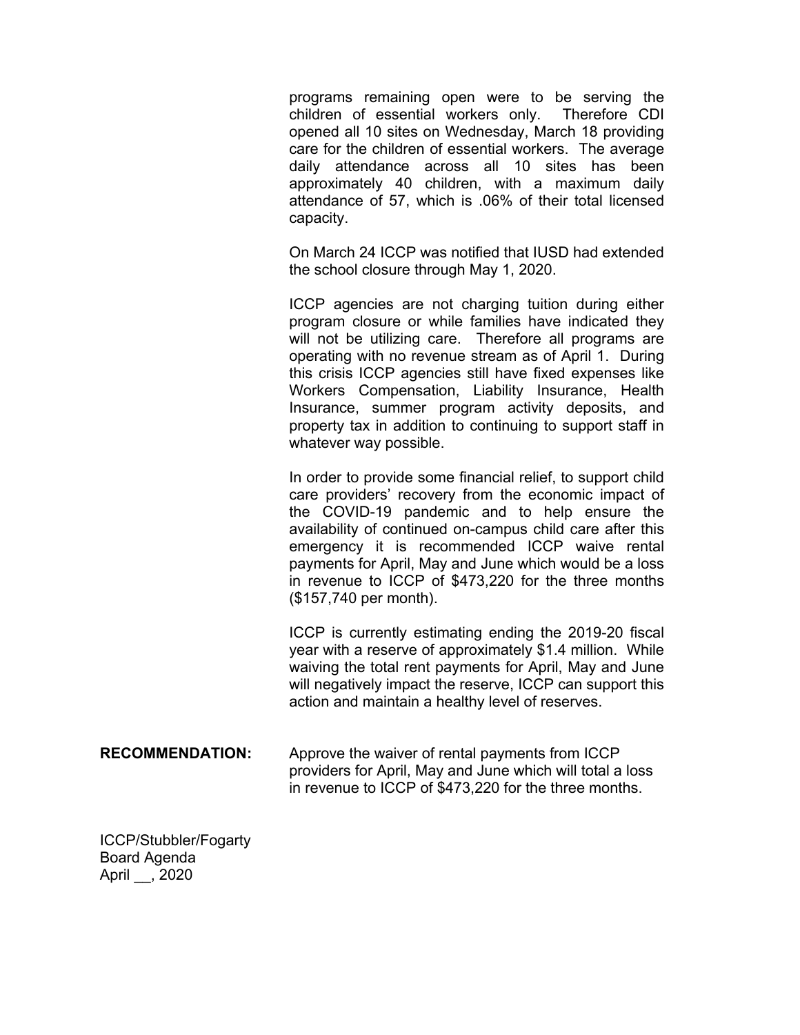programs remaining open were to be serving the children of essential workers only. Therefore CDI opened all 10 sites on Wednesday, March 18 providing care for the children of essential workers. The average daily attendance across all 10 sites has been approximately 40 children, with a maximum daily attendance of 57, which is .06% of their total licensed capacity.

On March 24 ICCP was notified that IUSD had extended the school closure through May 1, 2020.

ICCP agencies are not charging tuition during either program closure or while families have indicated they will not be utilizing care. Therefore all programs are operating with no revenue stream as of April 1. During this crisis ICCP agencies still have fixed expenses like Workers Compensation, Liability Insurance, Health Insurance, summer program activity deposits, and property tax in addition to continuing to support staff in whatever way possible.

In order to provide some financial relief, to support child care providers' recovery from the economic impact of the COVID-19 pandemic and to help ensure the availability of continued on-campus child care after this emergency it is recommended ICCP waive rental payments for April, May and June which would be a loss in revenue to ICCP of $473,220 for the three months ($157,740 per month).

ICCP is currently estimating ending the 2019-20 fiscal year with a reserve of approximately $1.4 million. While waiving the total rent payments for April, May and June will negatively impact the reserve, ICCP can support this action and maintain a healthy level of reserves.

**RECOMMENDATION:** Approve the waiver of rental payments from ICCP providers for April, May and June which will total a loss in revenue to ICCP of $473,220 for the three months.

ICCP/Stubbler/Fogarty
Board Agenda
April __, 2020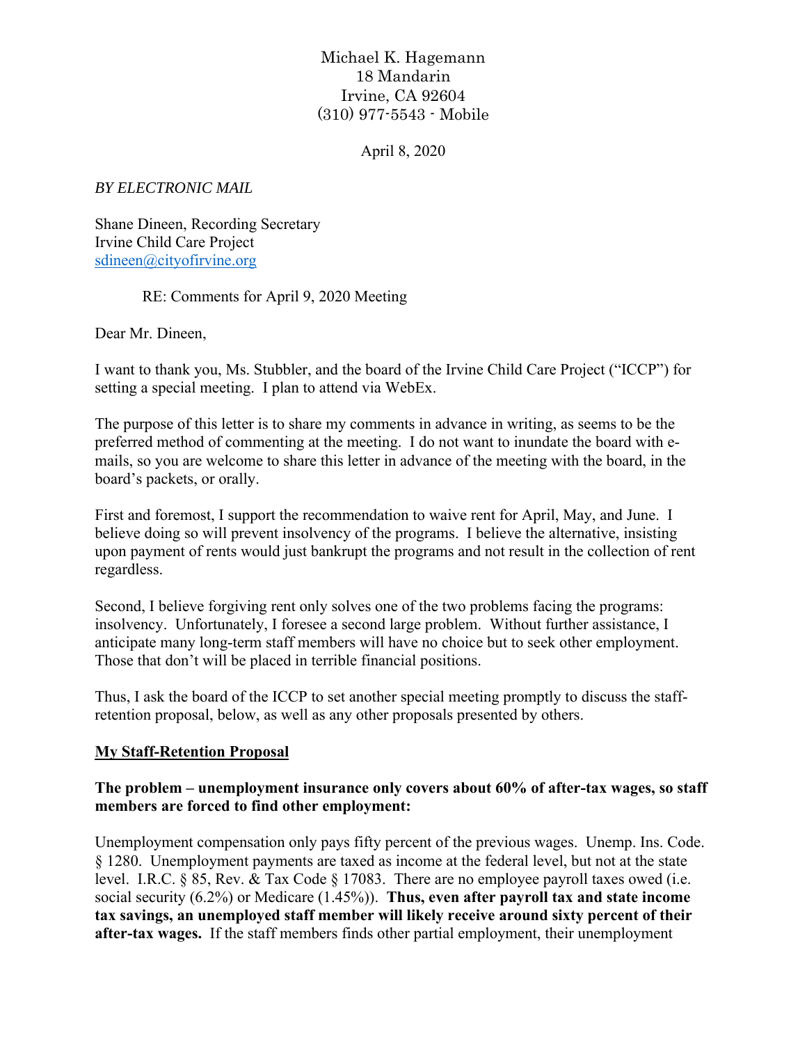Michael K. Hagemann
18 Mandarin
Irvine, CA 92604
(310) 977-5543 - Mobile

April 8, 2020

*BY ELECTRONIC MAIL*

Shane Dineen, Recording Secretary
Irvine Child Care Project
sdineen@cityofirvine.org

RE: Comments for April 9, 2020 Meeting

Dear Mr. Dineen,

I want to thank you, Ms. Stubbler, and the board of the Irvine Child Care Project ("ICCP") for setting a special meeting. I plan to attend via WebEx.

The purpose of this letter is to share my comments in advance in writing, as seems to be the preferred method of commenting at the meeting. I do not want to inundate the board with e-mails, so you are welcome to share this letter in advance of the meeting with the board, in the board's packets, or orally.

First and foremost, I support the recommendation to waive rent for April, May, and June. I believe doing so will prevent insolvency of the programs. I believe the alternative, insisting upon payment of rents would just bankrupt the programs and not result in the collection of rent regardless.

Second, I believe forgiving rent only solves one of the two problems facing the programs: insolvency. Unfortunately, I foresee a second large problem. Without further assistance, I anticipate many long-term staff members will have no choice but to seek other employment. Those that don't will be placed in terrible financial positions.

Thus, I ask the board of the ICCP to set another special meeting promptly to discuss the staff-retention proposal, below, as well as any other proposals presented by others.

## My Staff-Retention Proposal

**The problem – unemployment insurance only covers about 60% of after-tax wages, so staff members are forced to find other employment:**

Unemployment compensation only pays fifty percent of the previous wages. Unemp. Ins. Code. § 1280. Unemployment payments are taxed as income at the federal level, but not at the state level. I.R.C. § 85, Rev. & Tax Code § 17083. There are no employee payroll taxes owed (i.e. social security (6.2%) or Medicare (1.45%)). **Thus, even after payroll tax and state income tax savings, an unemployed staff member will likely receive around sixty percent of their after-tax wages.** If the staff members finds other partial employment, their unemployment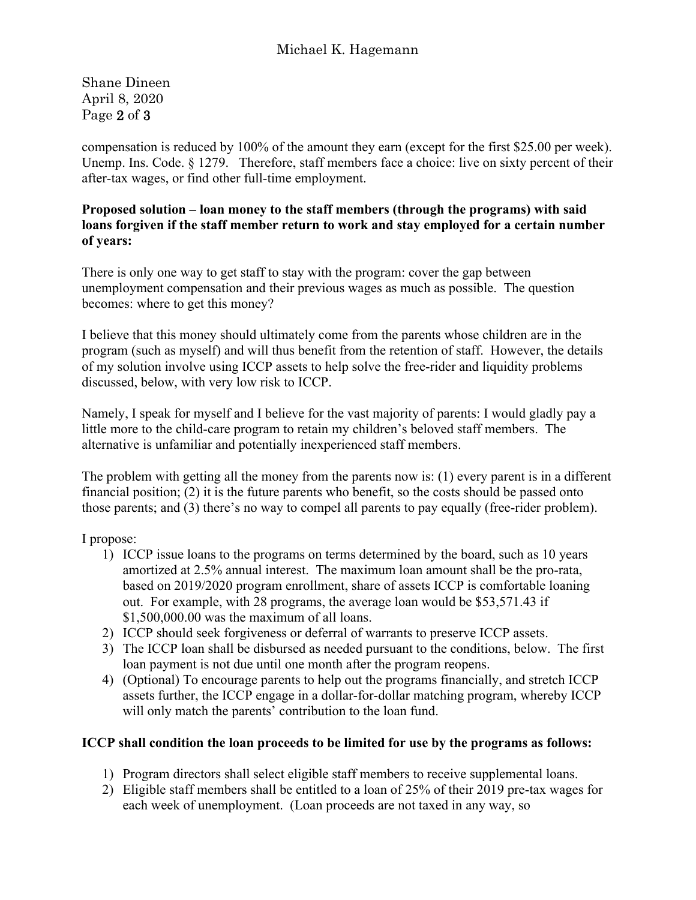compensation is reduced by 100% of the amount they earn (except for the first $25.00 per week). Unemp. Ins. Code. § 1279. Therefore, staff members face a choice: live on sixty percent of their after-tax wages, or find other full-time employment.

**Proposed solution – loan money to the staff members (through the programs) with said loans forgiven if the staff member return to work and stay employed for a certain number of years:**

There is only one way to get staff to stay with the program: cover the gap between unemployment compensation and their previous wages as much as possible. The question becomes: where to get this money?

I believe that this money should ultimately come from the parents whose children are in the program (such as myself) and will thus benefit from the retention of staff. However, the details of my solution involve using ICCP assets to help solve the free-rider and liquidity problems discussed, below, with very low risk to ICCP.

Namely, I speak for myself and I believe for the vast majority of parents: I would gladly pay a little more to the child-care program to retain my children's beloved staff members. The alternative is unfamiliar and potentially inexperienced staff members.

The problem with getting all the money from the parents now is: (1) every parent is in a different financial position; (2) it is the future parents who benefit, so the costs should be passed onto those parents; and (3) there's no way to compel all parents to pay equally (free-rider problem).

I propose:

1) ICCP issue loans to the programs on terms determined by the board, such as 10 years amortized at 2.5% annual interest. The maximum loan amount shall be the pro-rata, based on 2019/2020 program enrollment, share of assets ICCP is comfortable loaning out. For example, with 28 programs, the average loan would be $53,571.43 if $1,500,000.00 was the maximum of all loans.
2) ICCP should seek forgiveness or deferral of warrants to preserve ICCP assets.
3) The ICCP loan shall be disbursed as needed pursuant to the conditions, below. The first loan payment is not due until one month after the program reopens.
4) (Optional) To encourage parents to help out the programs financially, and stretch ICCP assets further, the ICCP engage in a dollar-for-dollar matching program, whereby ICCP will only match the parents' contribution to the loan fund.

**ICCP shall condition the loan proceeds to be limited for use by the programs as follows:**

1) Program directors shall select eligible staff members to receive supplemental loans.
2) Eligible staff members shall be entitled to a loan of 25% of their 2019 pre-tax wages for each week of unemployment. (Loan proceeds are not taxed in any way, so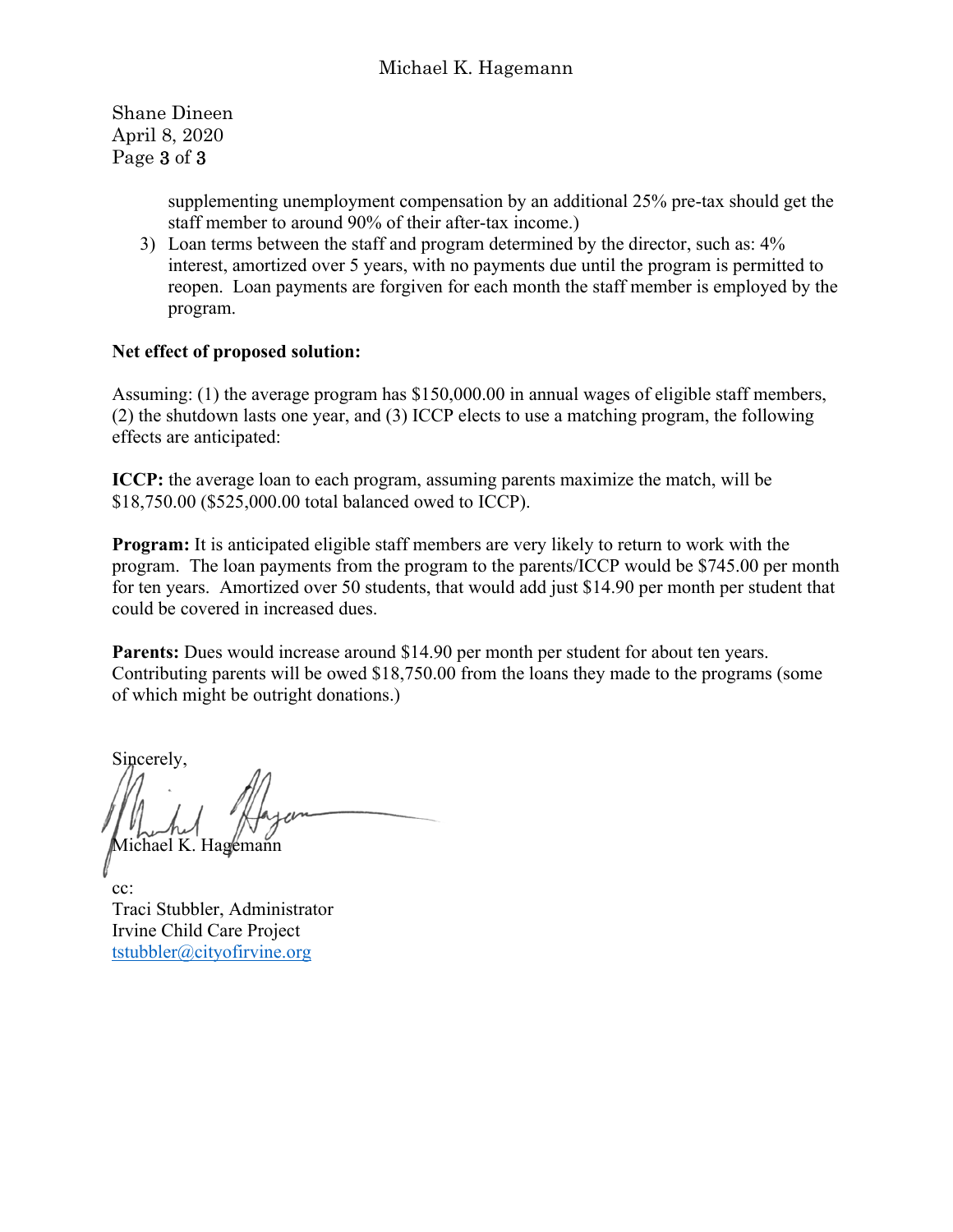Shane Dineen
April 8, 2020
Page 3 of 3

supplementing unemployment compensation by an additional 25% pre-tax should get the staff member to around 90% of their after-tax income.)

3) Loan terms between the staff and program determined by the director, such as: 4% interest, amortized over 5 years, with no payments due until the program is permitted to reopen. Loan payments are forgiven for each month the staff member is employed by the program.

**Net effect of proposed solution:**

Assuming: (1) the average program has $150,000.00 in annual wages of eligible staff members, (2) the shutdown lasts one year, and (3) ICCP elects to use a matching program, the following effects are anticipated:

**ICCP:** the average loan to each program, assuming parents maximize the match, will be $18,750.00 ($525,000.00 total balanced owed to ICCP).

**Program:** It is anticipated eligible staff members are very likely to return to work with the program. The loan payments from the program to the parents/ICCP would be $745.00 per month for ten years. Amortized over 50 students, that would add just $14.90 per month per student that could be covered in increased dues.

**Parents:** Dues would increase around $14.90 per month per student for about ten years. Contributing parents will be owed $18,750.00 from the loans they made to the programs (some of which might be outright donations.)

Sincerely,

Michael K. Hagemann

cc:
Traci Stubbler, Administrator
Irvine Child Care Project
tstubbler@cityofirvine.org